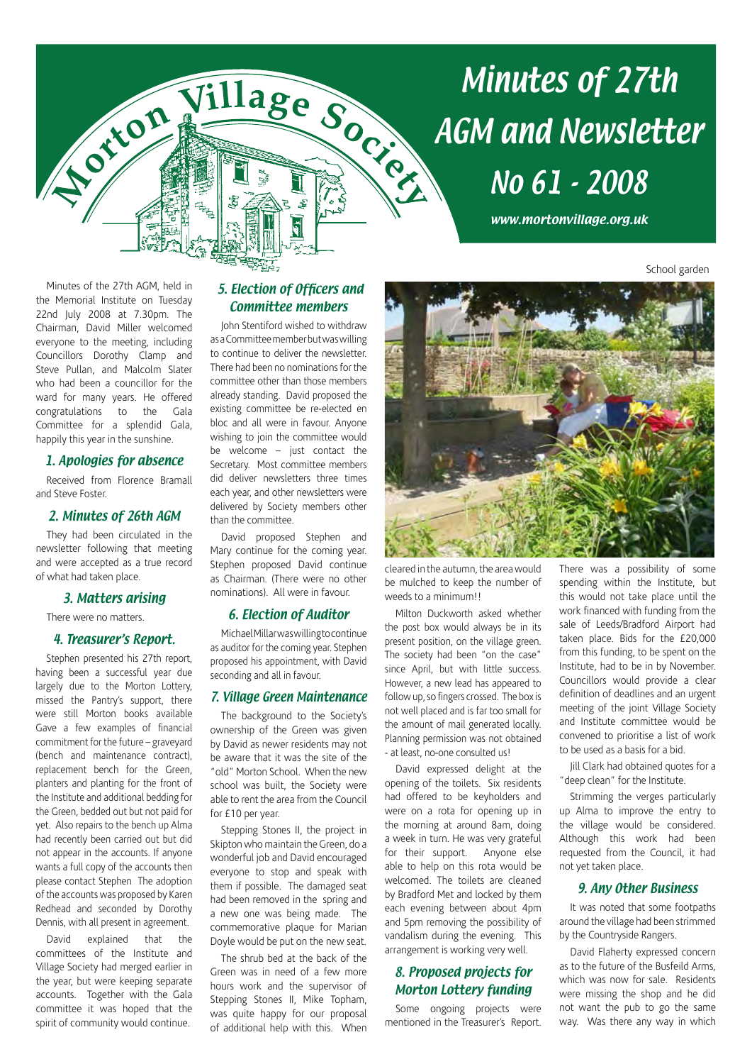# Morton Village Society

# Minutes of 27th AGM and Newsletter No 61 - 2008

*www.mortonvillage.org.uk*

Minutes of the 27th AGM, held in the Memorial Institute on Tuesday 22nd July 2008 at 7.30pm. The Chairman, David Miller welcomed everyone to the meeting, including Councillors Dorothy Clamp and Steve Pullan, and Malcolm Slater who had been a councillor for the ward for many years. He offered congratulations to the Gala Committee for a splendid Gala, happily this year in the sunshine.

## 1. Apologies for absence

Received from Florence Bramall and Steve Foster.

## 2. Minutes of 26th AGM

They had been circulated in the newsletter following that meeting and were accepted as a true record of what had taken place.

## 3. Matters arising

There were no matters.

## 4. Treasurer's Report.

Stephen presented his 27th report, having been a successful year due largely due to the Morton Lottery, missed the Pantry's support, there were still Morton books available Gave a few examples of financial commitment for the future – graveyard (bench and maintenance contract), replacement bench for the Green, planters and planting for the front of the Institute and additional bedding for the Green, bedded out but not paid for yet. Also repairs to the bench up Alma had recently been carried out but did not appear in the accounts. If anyone wants a full copy of the accounts then please contact Stephen The adoption of the accounts was proposed by Karen Redhead and seconded by Dorothy Dennis, with all present in agreement.

David explained that the committees of the Institute and Village Society had merged earlier in the year, but were keeping separate accounts. Together with the Gala committee it was hoped that the spirit of community would continue.

## 5. Election of Officers and Committee members

John Stentiford wished to withdraw as a Committee member but was willing to continue to deliver the newsletter. There had been no nominations for the committee other than those members already standing. David proposed the existing committee be re-elected en bloc and all were in favour. Anyone wishing to join the committee would be welcome – just contact the Secretary. Most committee members did deliver newsletters three times each year, and other newsletters were delivered by Society members other than the committee.

David proposed Stephen and Mary continue for the coming year. Stephen proposed David continue as Chairman. (There were no other nominations). All were in favour.

## 6. Election of Auditor

Michael Millar was willing to continue as auditor for the coming year. Stephen proposed his appointment, with David seconding and all in favour.

## 7. Village Green Maintenance

The background to the Society's ownership of the Green was given by David as newer residents may not be aware that it was the site of the "old" Morton School. When the new school was built, the Society were able to rent the area from the Council for £10 per year.

Stepping Stones II, the project in Skipton who maintain the Green, do a wonderful job and David encouraged everyone to stop and speak with them if possible. The damaged seat had been removed in the spring and a new one was being made. The commemorative plaque for Marian Doyle would be put on the new seat.

The shrub bed at the back of the Green was in need of a few more hours work and the supervisor of Stepping Stones II, Mike Topham, was quite happy for our proposal of additional help with this. When cleared in the autumn, the area would be mulched to keep the number of weeds to a minimum!!

School garden

Milton Duckworth asked whether the post box would always be in its present position, on the village green. The society had been "on the case" since April, but with little success. However, a new lead has appeared to follow up, so fingers crossed. The box is not well placed and is far too small for the amount of mail generated locally. Planning permission was not obtained - at least, no-one consulted us!

David expressed delight at the opening of the toilets. Six residents had offered to be keyholders and were on a rota for opening up in the morning at around 8am, doing a week in turn. He was very grateful for their support. Anyone else able to help on this rota would be welcomed. The toilets are cleaned by Bradford Met and locked by them each evening between about 4pm and 5pm removing the possibility of vandalism during the evening. This arrangement is working very well.

## 8. Proposed projects for Morton Lottery funding

Some ongoing projects were mentioned in the Treasurer's Report. There was a possibility of some spending within the Institute, but this would not take place until the work financed with funding from the sale of Leeds/Bradford Airport had taken place. Bids for the £20,000 from this funding, to be spent on the Institute, had to be in by November. Councillors would provide a clear definition of deadlines and an urgent meeting of the joint Village Society and Institute committee would be convened to prioritise a list of work to be used as a basis for a bid.

Jill Clark had obtained quotes for a "deep clean" for the Institute.

Strimming the verges particularly up Alma to improve the entry to the village would be considered. Although this work had been requested from the Council, it had not yet taken place.

## 9. Any Other Business

It was noted that some footpaths around the village had been strimmed by the Countryside Rangers.

David Flaherty expressed concern as to the future of the Busfeild Arms, which was now for sale. Residents were missing the shop and he did not want the pub to go the same way. Was there any way in which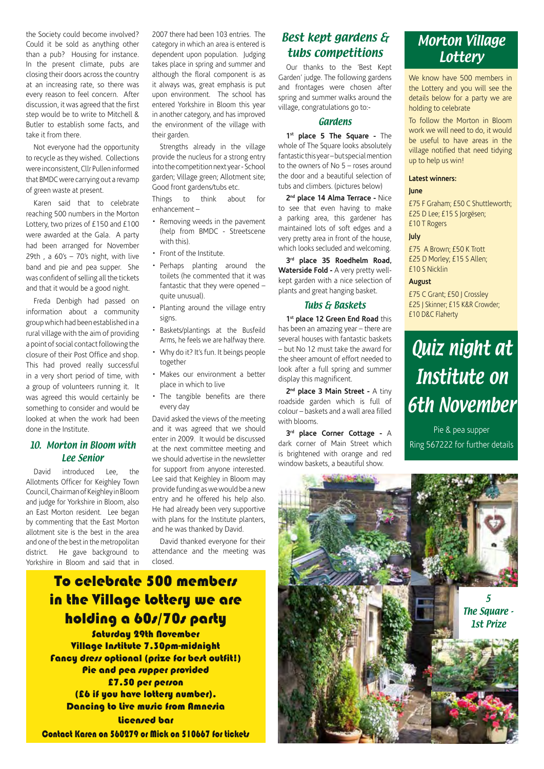the Society could become involved? Could it be sold as anything other than a pub? Housing for instance. In the present climate, pubs are closing their doors across the country at an increasing rate, so there was every reason to feel concern. After discussion, it was agreed that the first step would be to write to Mitchell & Butler to establish some facts, and take it from there.

Not everyone had the opportunity to recycle as they wished. Collections were inconsistent, Cllr Pullen informed that BMDC were carrying out a revamp of green waste at present.

Karen said that to celebrate reaching 500 numbers in the Morton Lottery, two prizes of £150 and £100 were awarded at the Gala. A party had been arranged for November 29th , a 60's – 70's night, with live band and pie and pea supper. She was confident of selling all the tickets and that it would be a good night.

Freda Denbigh had passed on information about a community group which had been established in a rural village with the aim of providing a point of social contact following the closure of their Post Office and shop. This had proved really successful in a very short period of time, with a group of volunteers running it. It was agreed this would certainly be something to consider and would be looked at when the work had been done in the Institute.

## 10. Morton in Bloom with Lee Senior

David introduced Lee, the Allotments Officer for Keighley Town Council, Chairman of Keighley in Bloom and judge for Yorkshire in Bloom, also an East Morton resident. Lee began by commenting that the East Morton allotment site is the best in the area and one of the best in the metropolitan district. He gave background to Yorkshire in Bloom and said that in 2007 there had been 103 entries. The category in which an area is entered is dependent upon population. Judging takes place in spring and summer and although the floral component is as it always was, great emphasis is put upon environment. The school has entered Yorkshire in Bloom this year in another category, and has improved the environment of the village with their garden.

Strengths already in the village provide the nucleus for a strong entry into the competition next year - School garden; Village green; Allotment site; Good front gardens/tubs etc.

Things to think about for enhancement –

- Removing weeds in the pavement (help from BMDC - Streetscene with this).
- Front of the Institute.
- Perhaps planting around the toilets (he commented that it was fantastic that they were opened – quite unusual).
- Planting around the village entry signs.
- Baskets/plantings at the Busfeild Arms, he feels we are halfway there.
- Why do it? It's fun. It beings people together
- Makes our environment a better place in which to live
- The tangible benefits are there every day

David asked the views of the meeting and it was agreed that we should enter in 2009. It would be discussed at the next committee meeting and we should advertise in the newsletter for support from anyone interested. Lee said that Keighley in Bloom may provide funding as we would be a new entry and he offered his help also. He had already been very supportive with plans for the Institute planters, and he was thanked by David.

David thanked everyone for their attendance and the meeting was closed.

## To celebrate 500 members in the Village Lottery we are holding a 60s/70s party

**Saturday 29th November**
**Village Institute 7.30pm-midnight**
**Fancy dress optional (prize for best outfit!)**
**Pie and pea supper provided**
**£7.50 per person**
**(£6 if you have lottery number).**
**Dancing to live music from Amnesia**
**Licensed bar**
**Contact Karen on 560279 or Mick on 510667 for tickets**

## Best kept gardens & tubs competitions

Our thanks to the 'Best Kept Garden' judge. The following gardens and frontages were chosen after spring and summer walks around the village, congratulations go to:-

### Gardens

**1st place 5 The Square -** The whole of The Square looks absolutely fantastic this year – but special mention to the owners of No 5 – roses around the door and a beautiful selection of tubs and climbers. (pictures below)

**2nd place 14 Alma Terrace -** Nice to see that even having to make a parking area, this gardener has maintained lots of soft edges and a very pretty area in front of the house, which looks secluded and welcoming.

**3rd place 35 Roedhelm Road, Waterside Fold -** A very pretty well-kept garden with a nice selection of plants and great hanging basket.

### Tubs & Baskets

**1st place 12 Green End Road** this has been an amazing year – there are several houses with fantastic baskets – but No 12 must take the award for the sheer amount of effort needed to look after a full spring and summer display this magnificent.

**2nd place 3 Main Street -** A tiny roadside garden which is full of colour – baskets and a wall area filled with blooms.

**3rd place Corner Cottage -** A dark corner of Main Street which is brightened with orange and red window baskets, a beautiful show.

*5 The Square - 1st Prize*

## Morton Village Lottery

We know have 500 members in the Lottery and you will see the details below for a party we are holding to celebrate

To follow the Morton in Bloom work we will need to do, it would be useful to have areas in the village notified that need tidying up to help us win!

**Latest winners:**

**June**

£75 F Graham; £50 C Shuttleworth; £25 D Lee; £15 S Jorgèsen; £10 T Rogers

**July**

£75 A Brown; £50 K Trott
£25 D Morley; £15 S Allen;
£10 S Nicklin

**August**

£75 C Grant; £50 J Crossley
£25 J Skinner; £15 K&R Crowder;
£10 D&C Flaherty

## Quiz night at Institute on 6th November

Pie & pea supper
Ring 567222 for further details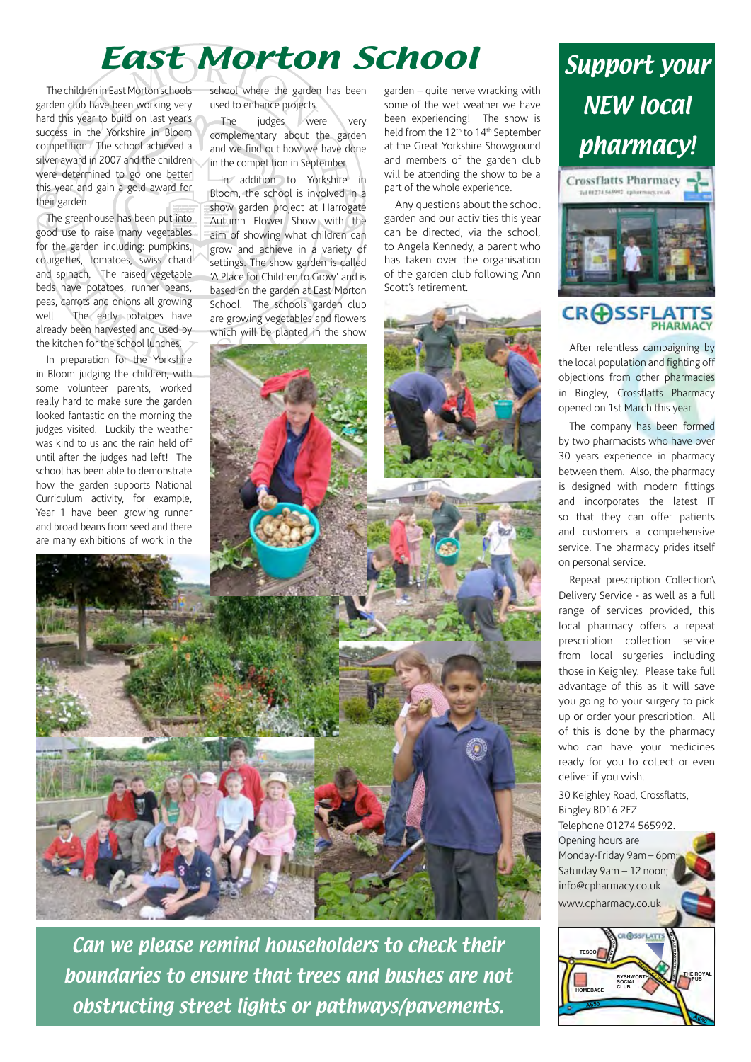# East Morton School

The children in East Morton schools garden club have been working very hard this year to build on last year's success in the Yorkshire in Bloom competition. The school achieved a silver award in 2007 and the children were determined to go one better this year and gain a gold award for their garden.

The greenhouse has been put into good use to raise many vegetables for the garden including: pumpkins, courgettes, tomatoes, swiss chard and spinach. The raised vegetable beds have potatoes, runner beans, peas, carrots and onions all growing well. The early potatoes have already been harvested and used by the kitchen for the school lunches.

In preparation for the Yorkshire in Bloom judging the children, with some volunteer parents, worked really hard to make sure the garden looked fantastic on the morning the judges visited. Luckily the weather was kind to us and the rain held off until after the judges had left! The school has been able to demonstrate how the garden supports National Curriculum activity, for example, Year 1 have been growing runner and broad beans from seed and there are many exhibitions of work in the school where the garden has been used to enhance projects.

The judges were very complementary about the garden and we find out how we have done in the competition in September.

In addition to Yorkshire in Bloom, the school is involved in a show garden project at Harrogate Autumn Flower Show with the aim of showing what children can grow and achieve in a variety of settings. The show garden is called 'A Place for Children to Grow' and is based on the garden at East Morton School. The schools garden club are growing vegetables and flowers which will be planted in the show garden – quite nerve wracking with some of the wet weather we have been experiencing! The show is held from the 12th to 14th September at the Great Yorkshire Showground and members of the garden club will be attending the show to be a part of the whole experience.

Any questions about the school garden and our activities this year can be directed, via the school, to Angela Kennedy, a parent who has taken over the organisation of the garden club following Ann Scott's retirement.

**Can we please remind householders to check their boundaries to ensure that trees and bushes are not obstructing street lights or pathways/pavements.**

# Support your NEW local pharmacy!

Crossflatts Pharmacy

CROSSFLATTS PHARMACY

After relentless campaigning by the local population and fighting off objections from other pharmacies in Bingley, Crossflatts Pharmacy opened on 1st March this year.

The company has been formed by two pharmacists who have over 30 years experience in pharmacy between them. Also, the pharmacy is designed with modern fittings and incorporates the latest IT so that they can offer patients and customers a comprehensive service. The pharmacy prides itself on personal service.

Repeat prescription Collection\Delivery Service - as well as a full range of services provided, this local pharmacy offers a repeat prescription collection service from local surgeries including those in Keighley. Please take full advantage of this as it will save you going to your surgery to pick up or order your prescription. All of this is done by the pharmacy who can have your medicines ready for you to collect or even deliver if you wish.

30 Keighley Road, Crossflatts,
Bingley BD16 2EZ
Telephone 01274 565992.
Opening hours are
Monday-Friday 9am – 6pm;
Saturday 9am – 12 noon;
info@cpharmacy.co.uk
www.cpharmacy.co.uk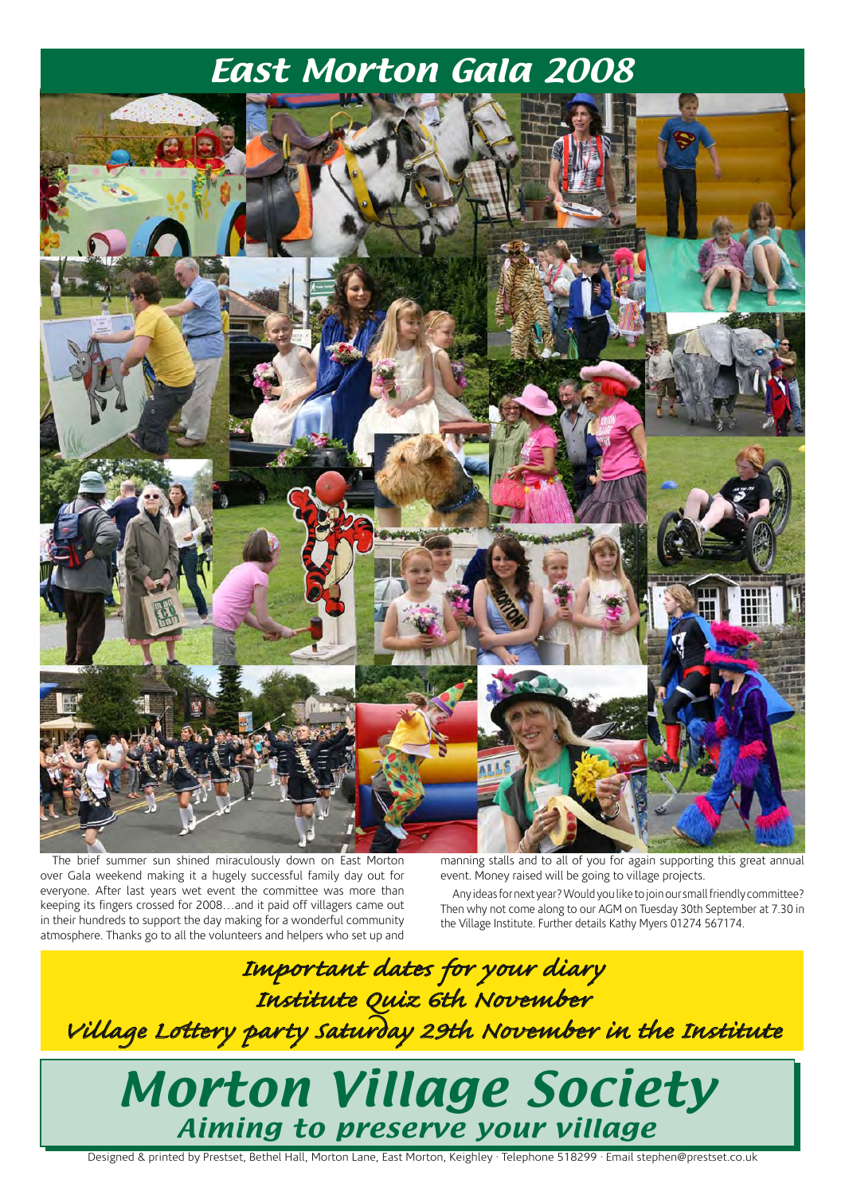# East Morton Gala 2008

The brief summer sun shined miraculously down on East Morton over Gala weekend making it a hugely successful family day out for everyone. After last years wet event the committee was more than keeping its fingers crossed for 2008…and it paid off villagers came out in their hundreds to support the day making for a wonderful community atmosphere. Thanks go to all the volunteers and helpers who set up and manning stalls and to all of you for again supporting this great annual event. Money raised will be going to village projects.

Any ideas for next year? Would you like to join our small friendly committee? Then why not come along to our AGM on Tuesday 30th September at 7.30 in the Village Institute. Further details Kathy Myers 01274 567174.

## *Important dates for your diary*

*Institute Quiz 6th November*

*Village Lottery party Saturday 29th November in the Institute*

# *Morton Village Society*

## *Aiming to preserve your village*

Designed & printed by Prestset, Bethel Hall, Morton Lane, East Morton, Keighley · Telephone 518299 · Email stephen@prestset.co.uk